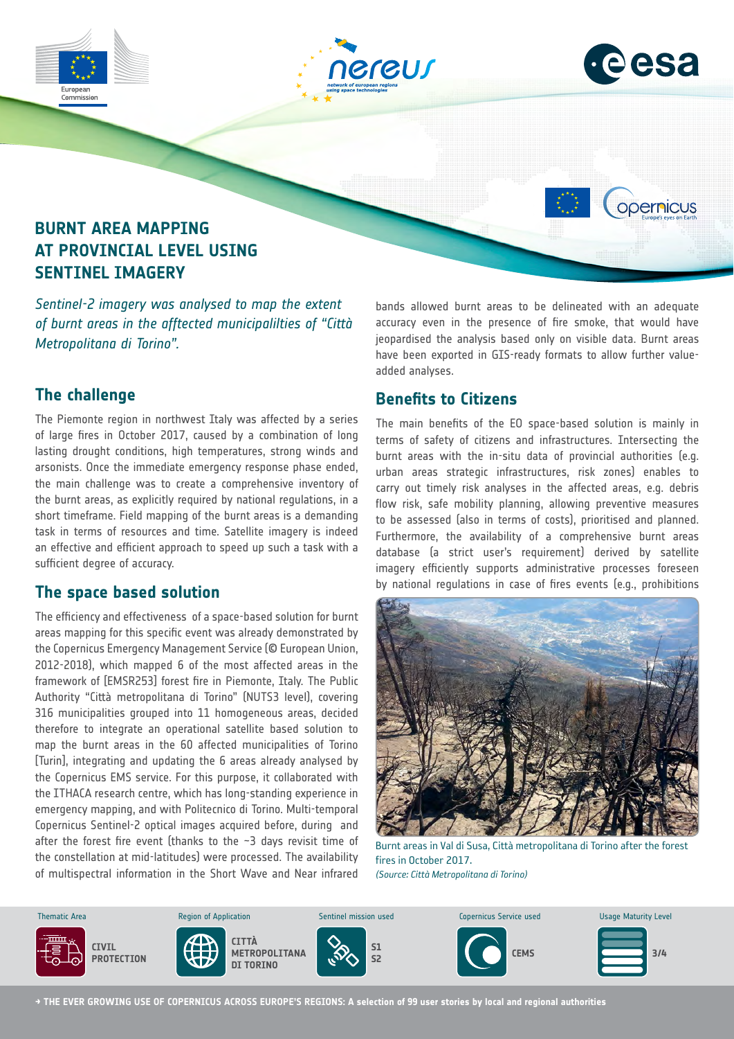# BURNT AREA MAPPING AT PROVINCIAL LEVEL USING SENTINEL IMAGERY

*Sentinel-2 imagery was analysed to map the extent of burnt areas in the afftected municipalilties of "Città Metropolitana di Torino".*

## The challenge

The Piemonte region in northwest Italy was affected by a series of large fires in October 2017, caused by a combination of long lasting drought conditions, high temperatures, strong winds and arsonists. Once the immediate emergency response phase ended, the main challenge was to create a comprehensive inventory of the burnt areas, as explicitly required by national regulations, in a short timeframe. Field mapping of the burnt areas is a demanding task in terms of resources and time. Satellite imagery is indeed an effective and efficient approach to speed up such a task with a sufficient degree of accuracy.

## The space based solution

The efficiency and effectiveness of a space-based solution for burnt areas mapping for this specific event was already demonstrated by the Copernicus Emergency Management Service (© European Union, 2012-2018), which mapped 6 of the most affected areas in the framework of [EMSR253] forest fire in Piemonte, Italy. The Public Authority "Città metropolitana di Torino" (NUTS3 level), covering 316 municipalities grouped into 11 homogeneous areas, decided therefore to integrate an operational satellite based solution to map the burnt areas in the 60 affected municipalities of Torino [Turin], integrating and updating the 6 areas already analysed by the Copernicus EMS service. For this purpose, it collaborated with the ITHACA research centre, which has long-standing experience in emergency mapping, and with Politecnico di Torino. Multi-temporal Copernicus Sentinel-2 optical images acquired before, during and after the forest fire event (thanks to the ~3 days revisit time of the constellation at mid-latitudes) were processed. The availability of multispectral information in the Short Wave and Near infrared bands allowed burnt areas to be delineated with an adequate accuracy even in the presence of fire smoke, that would have jeopardised the analysis based only on visible data. Burnt areas have been exported in GIS-ready formats to allow further value-added analyses.

## Benefits to Citizens

The main benefits of the EO space-based solution is mainly in terms of safety of citizens and infrastructures. Intersecting the burnt areas with the in-situ data of provincial authorities (e.g. urban areas strategic infrastructures, risk zones) enables to carry out timely risk analyses in the affected areas, e.g. debris flow risk, safe mobility planning, allowing preventive measures to be assessed (also in terms of costs), prioritised and planned. Furthermore, the availability of a comprehensive burnt areas database (a strict user's requirement) derived by satellite imagery efficiently supports administrative processes foreseen by national regulations in case of fires events (e.g., prohibitions

Burnt areas in Val di Susa, Città metropolitana di Torino after the forest fires in October 2017.
*(Source: Città Metropolitana di Torino)*

| Thematic Area | Region of Application | Sentinel mission used | Copernicus Service used | Usage Maturity Level |
|---|---|---|---|---|
| CIVIL PROTECTION | CITTÀ METROPOLITANA DI TORINO | S1 S2 | CEMS | 3/4 |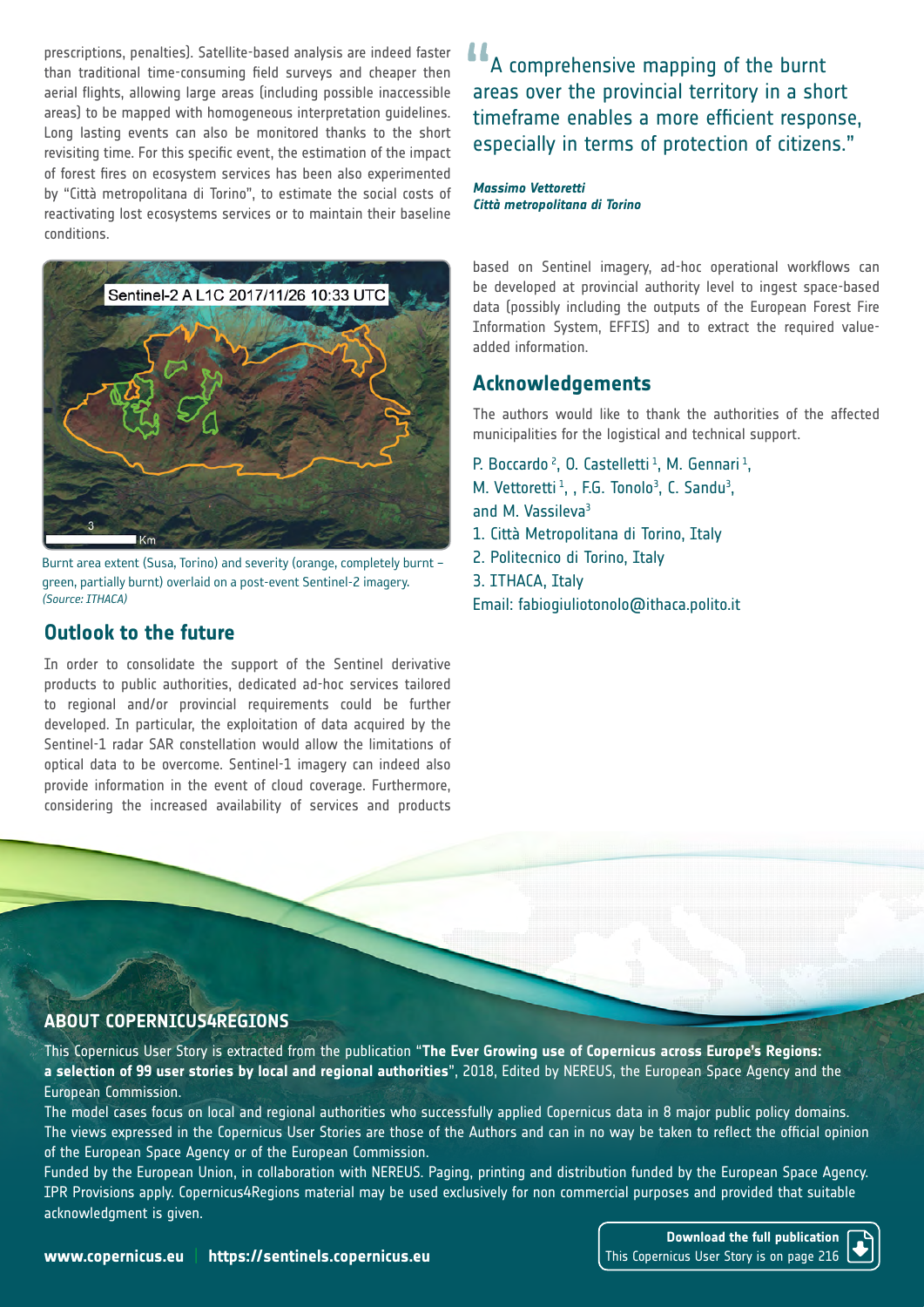prescriptions, penalties). Satellite-based analysis are indeed faster than traditional time-consuming field surveys and cheaper then aerial flights, allowing large areas (including possible inaccessible areas) to be mapped with homogeneous interpretation guidelines. Long lasting events can also be monitored thanks to the short revisiting time. For this specific event, the estimation of the impact of forest fires on ecosystem services has been also experimented by "Città metropolitana di Torino", to estimate the social costs of reactivating lost ecosystems services or to maintain their baseline conditions.

Sentinel-2 A L1C 2017/11/26 10:33 UTC

3 Km

Burnt area extent (Susa, Torino) and severity (orange, completely burnt – green, partially burnt) overlaid on a post-event Sentinel-2 imagery. *(Source: ITHACA)*

## Outlook to the future

In order to consolidate the support of the Sentinel derivative products to public authorities, dedicated ad-hoc services tailored to regional and/or provincial requirements could be further developed. In particular, the exploitation of data acquired by the Sentinel-1 radar SAR constellation would allow the limitations of optical data to be overcome. Sentinel-1 imagery can indeed also provide information in the event of cloud coverage. Furthermore, considering the increased availability of services and products based on Sentinel imagery, ad-hoc operational workflows can be developed at provincial authority level to ingest space-based data (possibly including the outputs of the European Forest Fire Information System, EFFIS) and to extract the required value-added information.

> "A comprehensive mapping of the burnt areas over the provincial territory in a short timeframe enables a more efficient response, especially in terms of protection of citizens."
>
> ***Massimo Vettoretti***
> ***Città metropolitana di Torino***

## Acknowledgements

The authors would like to thank the authorities of the affected municipalities for the logistical and technical support.

P. Boccardo [2], O. Castelletti [1], M. Gennari [1], M. Vettoretti [1], , F.G. Tonolo[3], C. Sandu[3], and M. Vassileva[3]

1. Città Metropolitana di Torino, Italy
2. Politecnico di Torino, Italy
3. ITHACA, Italy

Email: fabiogiuliotonolo@ithaca.polito.it

## ABOUT COPERNICUS4REGIONS

This Copernicus User Story is extracted from the publication "**The Ever Growing use of Copernicus across Europe's Regions: a selection of 99 user stories by local and regional authorities**", 2018, Edited by NEREUS, the European Space Agency and the European Commission.

The model cases focus on local and regional authorities who successfully applied Copernicus data in 8 major public policy domains. The views expressed in the Copernicus User Stories are those of the Authors and can in no way be taken to reflect the official opinion of the European Space Agency or of the European Commission.

Funded by the European Union, in collaboration with NEREUS. Paging, printing and distribution funded by the European Space Agency. IPR Provisions apply. Copernicus4Regions material may be used exclusively for non commercial purposes and provided that suitable acknowledgment is given.

**www.copernicus.eu** | **https://sentinels.copernicus.eu**

**Download the full publication**
This Copernicus User Story is on page 216